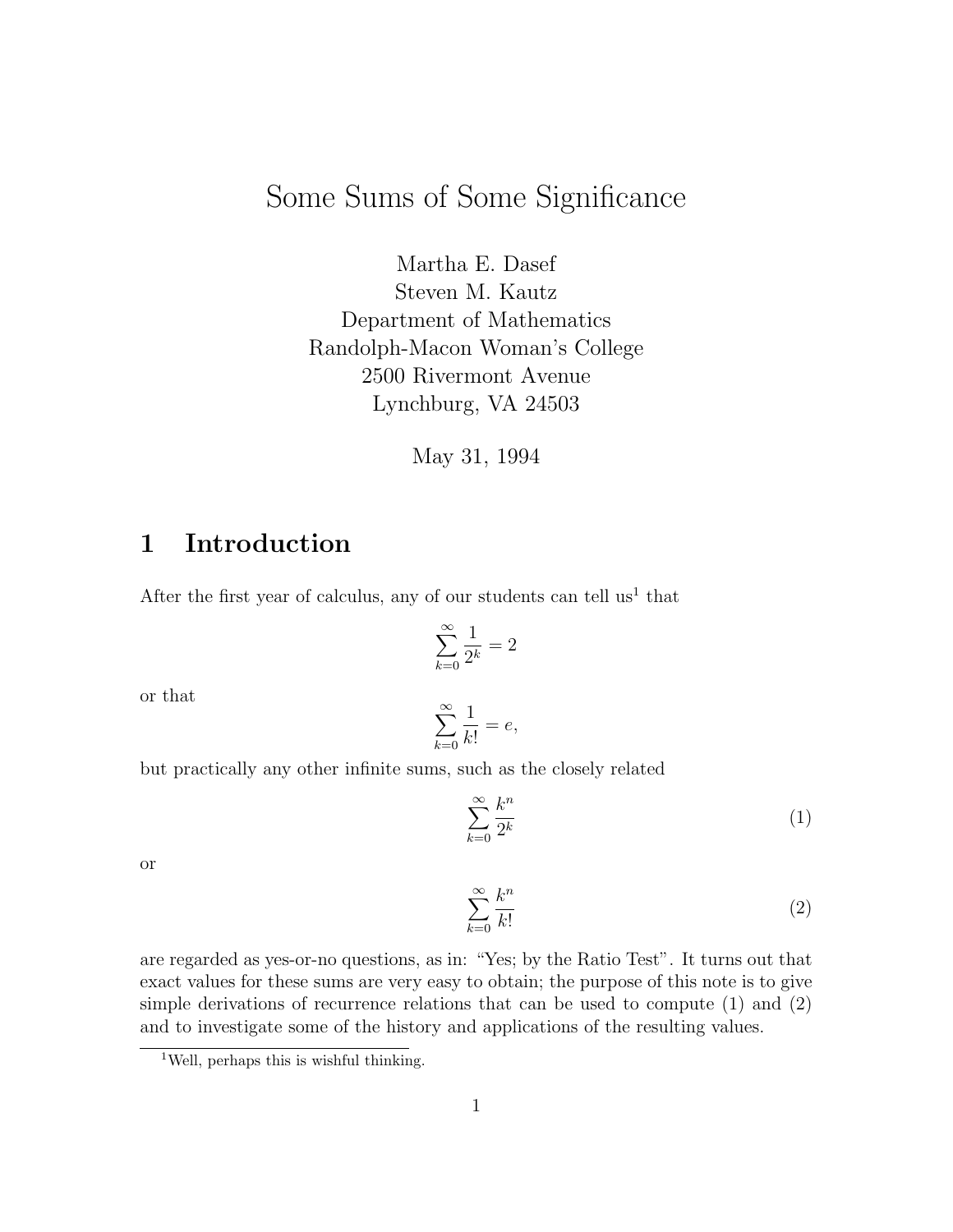# Some Sums of Some Significance

Martha E. Dasef
Steven M. Kautz
Department of Mathematics
Randolph-Macon Woman's College
2500 Rivermont Avenue
Lynchburg, VA 24503

May 31, 1994

## 1 Introduction

After the first year of calculus, any of our students can tell us[1] that

$$\sum_{k=0}^{\infty} \frac{1}{2^k} = 2$$

or that

$$\sum_{k=0}^{\infty} \frac{1}{k!} = e,$$

but practically any other infinite sums, such as the closely related

$$\sum_{k=0}^{\infty} \frac{k^n}{2^k} \tag{1}$$

or

$$\sum_{k=0}^{\infty} \frac{k^n}{k!} \tag{2}$$

are regarded as yes-or-no questions, as in: "Yes; by the Ratio Test". It turns out that exact values for these sums are very easy to obtain; the purpose of this note is to give simple derivations of recurrence relations that can be used to compute (1) and (2) and to investigate some of the history and applications of the resulting values.

[1] Well, perhaps this is wishful thinking.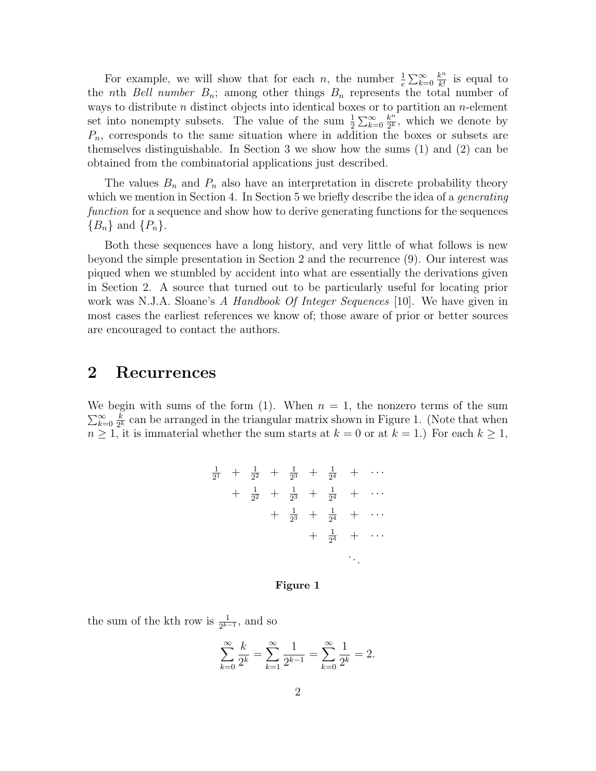For example, we will show that for each $n$, the number $\frac{1}{e}\sum_{k=0}^{\infty}\frac{k^n}{k!}$ is equal to the $n$th *Bell number* $B_n$; among other things $B_n$ represents the total number of ways to distribute $n$ distinct objects into identical boxes or to partition an $n$-element set into nonempty subsets. The value of the sum $\frac{1}{2}\sum_{k=0}^{\infty}\frac{k^n}{2^k}$, which we denote by $P_n$, corresponds to the same situation where in addition the boxes or subsets are themselves distinguishable. In Section 3 we show how the sums (1) and (2) can be obtained from the combinatorial applications just described.

The values $B_n$ and $P_n$ also have an interpretation in discrete probability theory which we mention in Section 4. In Section 5 we briefly describe the idea of a *generating function* for a sequence and show how to derive generating functions for the sequences $\{B_n\}$ and $\{P_n\}$.

Both these sequences have a long history, and very little of what follows is new beyond the simple presentation in Section 2 and the recurrence (9). Our interest was piqued when we stumbled by accident into what are essentially the derivations given in Section 2. A source that turned out to be particularly useful for locating prior work was N.J.A. Sloane's *A Handbook Of Integer Sequences* [10]. We have given in most cases the earliest references we know of; those aware of prior or better sources are encouraged to contact the authors.

## 2 Recurrences

We begin with sums of the form (1). When $n = 1$, the nonzero terms of the sum $\sum_{k=0}^{\infty}\frac{k}{2^k}$ can be arranged in the triangular matrix shown in Figure 1. (Note that when $n \geq 1$, it is immaterial whether the sum starts at $k = 0$ or at $k = 1$.) For each $k \geq 1$,

$$
\begin{array}{ccccccccc}
\frac{1}{2^1} & + & \frac{1}{2^2} & + & \frac{1}{2^3} & + & \frac{1}{2^4} & + & \cdots \\
 & + & \frac{1}{2^2} & + & \frac{1}{2^3} & + & \frac{1}{2^4} & + & \cdots \\
 & & & + & \frac{1}{2^3} & + & \frac{1}{2^4} & + & \cdots \\
 & & & & & + & \frac{1}{2^4} & + & \cdots \\
 & & & & & & & & \ddots
\end{array}
$$

**Figure 1**

the sum of the kth row is $\frac{1}{2^{k-1}}$, and so

$$\sum_{k=0}^{\infty}\frac{k}{2^k} = \sum_{k=1}^{\infty}\frac{1}{2^{k-1}} = \sum_{k=0}^{\infty}\frac{1}{2^k} = 2.$$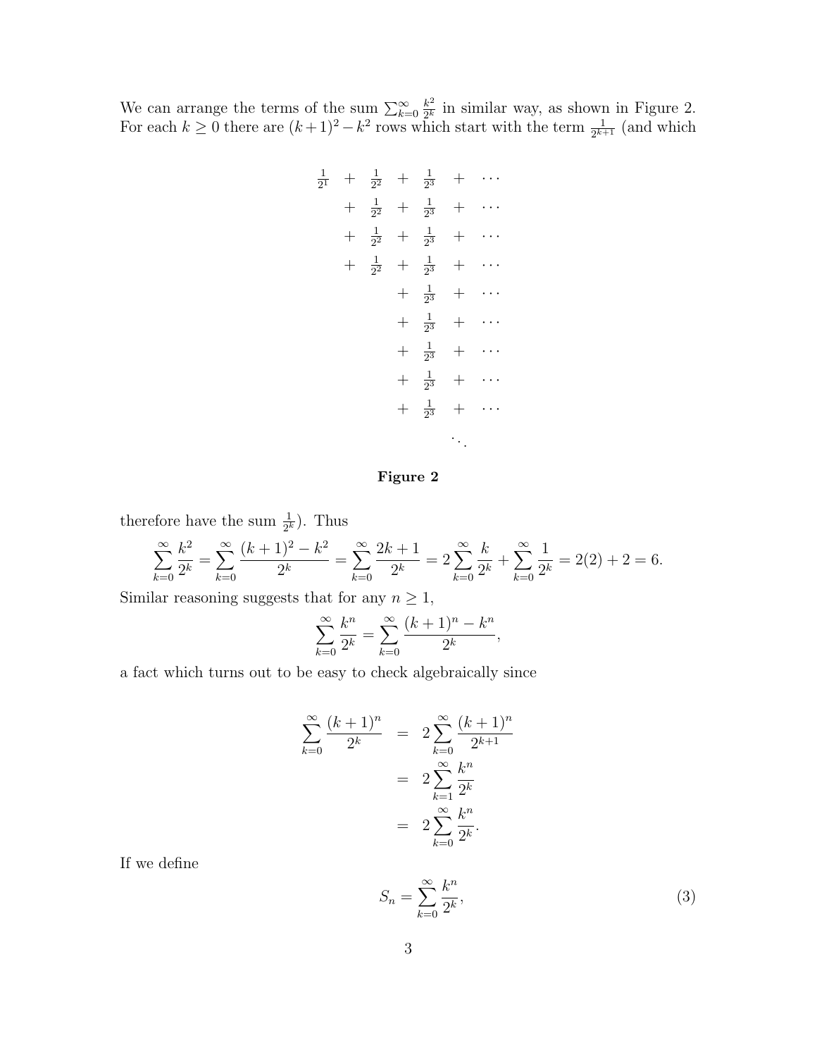We can arrange the terms of the sum $\sum_{k=0}^{\infty} \frac{k^2}{2^k}$ in similar way, as shown in Figure 2. For each $k \geq 0$ there are $(k+1)^2 - k^2$ rows which start with the term $\frac{1}{2^{k+1}}$ (and which

$$
\begin{array}{ccccccc}
\frac{1}{2^1} & + & \frac{1}{2^2} & + & \frac{1}{2^3} & + & \cdots \\
& + & \frac{1}{2^2} & + & \frac{1}{2^3} & + & \cdots \\
& + & \frac{1}{2^2} & + & \frac{1}{2^3} & + & \cdots \\
& + & \frac{1}{2^2} & + & \frac{1}{2^3} & + & \cdots \\
& & & + & \frac{1}{2^3} & + & \cdots \\
& & & + & \frac{1}{2^3} & + & \cdots \\
& & & + & \frac{1}{2^3} & + & \cdots \\
& & & + & \frac{1}{2^3} & + & \cdots \\
& & & + & \frac{1}{2^3} & + & \cdots \\
& & & & & \ddots &
\end{array}
$$

**Figure 2**

therefore have the sum $\frac{1}{2^k}$). Thus

$$\sum_{k=0}^{\infty} \frac{k^2}{2^k} = \sum_{k=0}^{\infty} \frac{(k+1)^2 - k^2}{2^k} = \sum_{k=0}^{\infty} \frac{2k+1}{2^k} = 2\sum_{k=0}^{\infty} \frac{k}{2^k} + \sum_{k=0}^{\infty} \frac{1}{2^k} = 2(2) + 2 = 6.$$

Similar reasoning suggests that for any $n \geq 1$,

$$\sum_{k=0}^{\infty} \frac{k^n}{2^k} = \sum_{k=0}^{\infty} \frac{(k+1)^n - k^n}{2^k},$$

a fact which turns out to be easy to check algebraically since

$$
\begin{aligned}
\sum_{k=0}^{\infty} \frac{(k+1)^n}{2^k} &= 2\sum_{k=0}^{\infty} \frac{(k+1)^n}{2^{k+1}} \\
&= 2\sum_{k=1}^{\infty} \frac{k^n}{2^k} \\
&= 2\sum_{k=0}^{\infty} \frac{k^n}{2^k}.
\end{aligned}
$$

If we define

$$S_n = \sum_{k=0}^{\infty} \frac{k^n}{2^k}, \tag{3}$$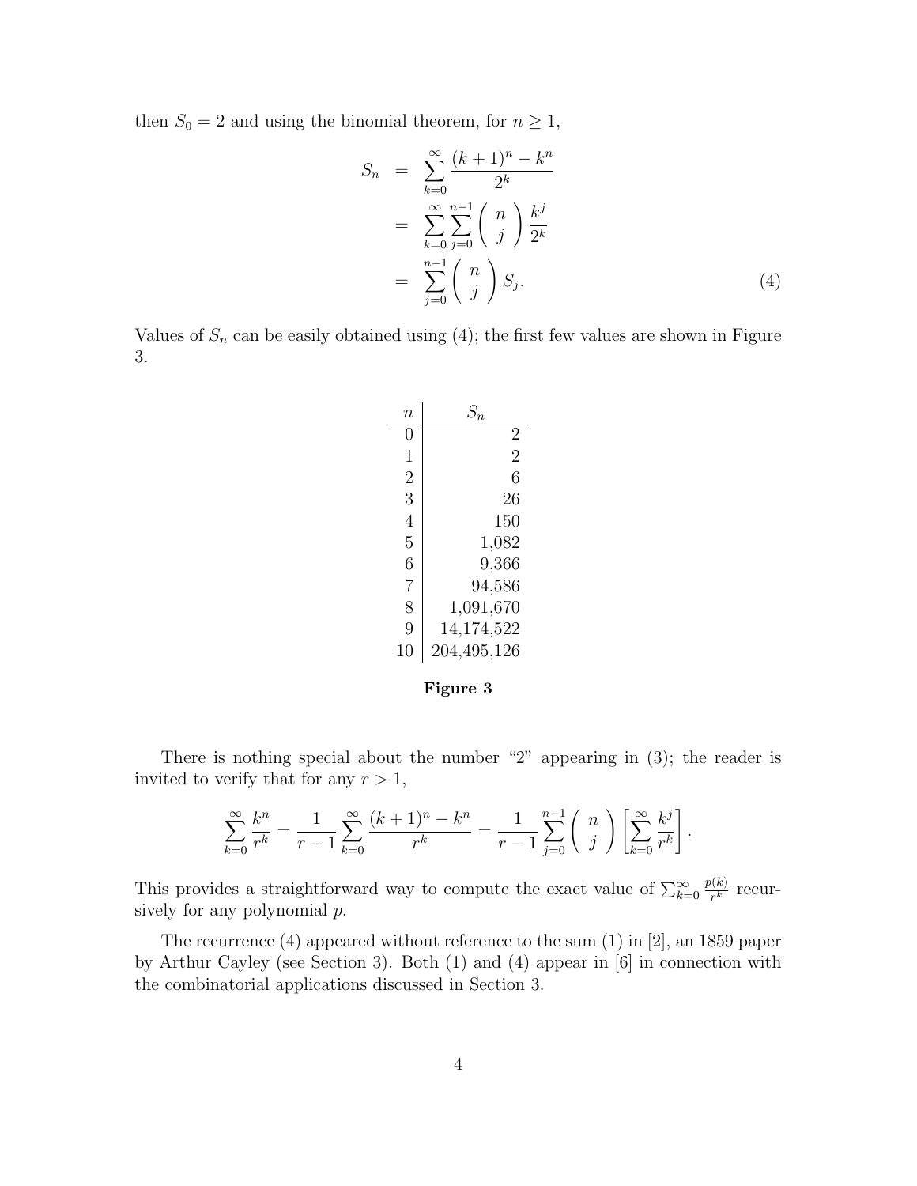then $S_0 = 2$ and using the binomial theorem, for $n \geq 1$,

$$
\begin{aligned}
S_n &= \sum_{k=0}^{\infty} \frac{(k+1)^n - k^n}{2^k} \\
&= \sum_{k=0}^{\infty} \sum_{j=0}^{n-1} \binom{n}{j} \frac{k^j}{2^k} \\
&= \sum_{j=0}^{n-1} \binom{n}{j} S_j. \qquad (4)
\end{aligned}
$$

Values of $S_n$ can be easily obtained using (4); the first few values are shown in Figure 3.

| $n$ | $S_n$ |
|---|---:|
| 0 | 2 |
| 1 | 2 |
| 2 | 6 |
| 3 | 26 |
| 4 | 150 |
| 5 | 1,082 |
| 6 | 9,366 |
| 7 | 94,586 |
| 8 | 1,091,670 |
| 9 | 14,174,522 |
| 10 | 204,495,126 |

**Figure 3**

There is nothing special about the number "2" appearing in (3); the reader is invited to verify that for any $r > 1$,

$$
\sum_{k=0}^{\infty} \frac{k^n}{r^k} = \frac{1}{r-1} \sum_{k=0}^{\infty} \frac{(k+1)^n - k^n}{r^k} = \frac{1}{r-1} \sum_{j=0}^{n-1} \binom{n}{j} \left[ \sum_{k=0}^{\infty} \frac{k^j}{r^k} \right].
$$

This provides a straightforward way to compute the exact value of $\sum_{k=0}^{\infty} \frac{p(k)}{r^k}$ recursively for any polynomial $p$.

The recurrence (4) appeared without reference to the sum (1) in [2], an 1859 paper by Arthur Cayley (see Section 3). Both (1) and (4) appear in [6] in connection with the combinatorial applications discussed in Section 3.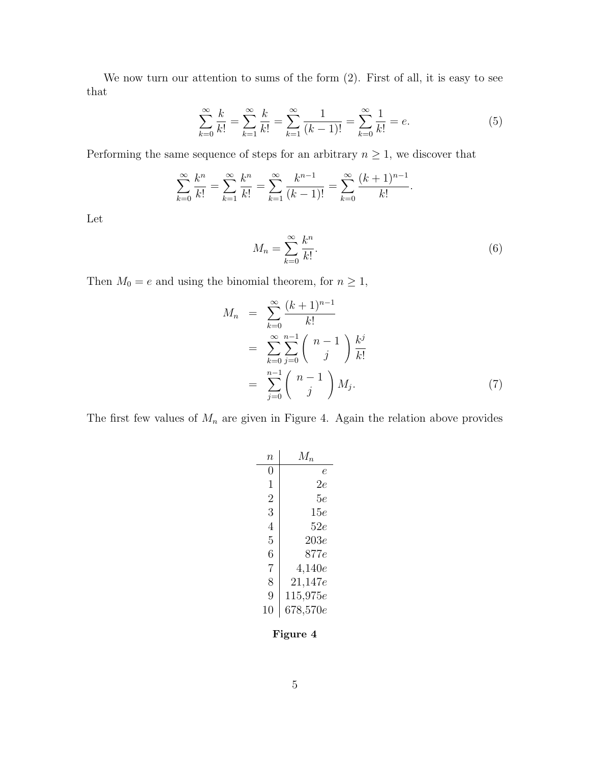We now turn our attention to sums of the form (2). First of all, it is easy to see that

$$\sum_{k=0}^{\infty} \frac{k}{k!} = \sum_{k=1}^{\infty} \frac{k}{k!} = \sum_{k=1}^{\infty} \frac{1}{(k-1)!} = \sum_{k=0}^{\infty} \frac{1}{k!} = e. \tag{5}$$

Performing the same sequence of steps for an arbitrary $n \geq 1$, we discover that

$$\sum_{k=0}^{\infty} \frac{k^n}{k!} = \sum_{k=1}^{\infty} \frac{k^n}{k!} = \sum_{k=1}^{\infty} \frac{k^{n-1}}{(k-1)!} = \sum_{k=0}^{\infty} \frac{(k+1)^{n-1}}{k!}.$$

Let

$$M_n = \sum_{k=0}^{\infty} \frac{k^n}{k!}. \tag{6}$$

Then $M_0 = e$ and using the binomial theorem, for $n \geq 1$,

$$\begin{aligned} M_n &= \sum_{k=0}^{\infty} \frac{(k+1)^{n-1}}{k!} \\ &= \sum_{k=0}^{\infty} \sum_{j=0}^{n-1} \binom{n-1}{j} \frac{k^j}{k!} \\ &= \sum_{j=0}^{n-1} \binom{n-1}{j} M_j. \end{aligned} \tag{7}$$

The first few values of $M_n$ are given in Figure 4. Again the relation above provides

| $n$ | $M_n$ |
|---|---|
| 0 | $e$ |
| 1 | $2e$ |
| 2 | $5e$ |
| 3 | $15e$ |
| 4 | $52e$ |
| 5 | $203e$ |
| 6 | $877e$ |
| 7 | $4{,}140e$ |
| 8 | $21{,}147e$ |
| 9 | $115{,}975e$ |
| 10 | $678{,}570e$ |

**Figure 4**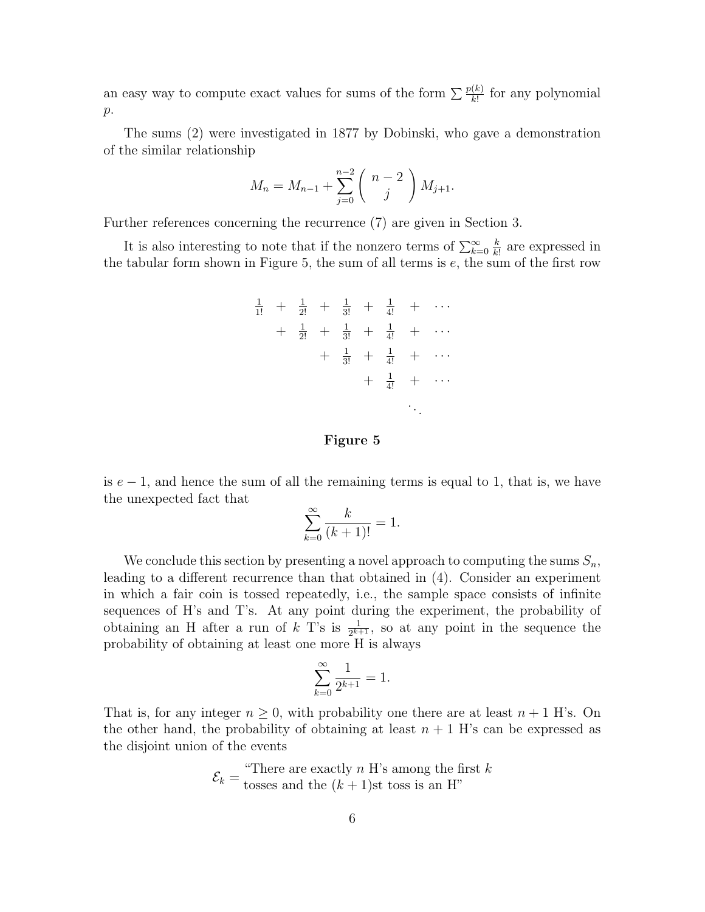an easy way to compute exact values for sums of the form $\sum \frac{p(k)}{k!}$ for any polynomial $p$.

The sums (2) were investigated in 1877 by Dobinski, who gave a demonstration of the similar relationship

$$M_n = M_{n-1} + \sum_{j=0}^{n-2} \binom{n-2}{j} M_{j+1}.$$

Further references concerning the recurrence (7) are given in Section 3.

It is also interesting to note that if the nonzero terms of $\sum_{k=0}^{\infty} \frac{k}{k!}$ are expressed in the tabular form shown in Figure 5, the sum of all terms is $e$, the sum of the first row

$$\begin{array}{ccccccccc}
\frac{1}{1!} & + & \frac{1}{2!} & + & \frac{1}{3!} & + & \frac{1}{4!} & + & \cdots \\
 & + & \frac{1}{2!} & + & \frac{1}{3!} & + & \frac{1}{4!} & + & \cdots \\
 & & & + & \frac{1}{3!} & + & \frac{1}{4!} & + & \cdots \\
 & & & & & + & \frac{1}{4!} & + & \cdots \\
 & & & & & & & \ddots &
\end{array}$$

**Figure 5**

is $e - 1$, and hence the sum of all the remaining terms is equal to 1, that is, we have the unexpected fact that

$$\sum_{k=0}^{\infty} \frac{k}{(k+1)!} = 1.$$

We conclude this section by presenting a novel approach to computing the sums $S_n$, leading to a different recurrence than that obtained in (4). Consider an experiment in which a fair coin is tossed repeatedly, i.e., the sample space consists of infinite sequences of H's and T's. At any point during the experiment, the probability of obtaining an H after a run of $k$ T's is $\frac{1}{2^{k+1}}$, so at any point in the sequence the probability of obtaining at least one more H is always

$$\sum_{k=0}^{\infty} \frac{1}{2^{k+1}} = 1.$$

That is, for any integer $n \geq 0$, with probability one there are at least $n+1$ H's. On the other hand, the probability of obtaining at least $n+1$ H's can be expressed as the disjoint union of the events

$$\mathcal{E}_k = \begin{array}{l}\text{"There are exactly } n \text{ H's among the first } k \\ \text{tosses and the } (k+1)\text{st toss is an H"}\end{array}$$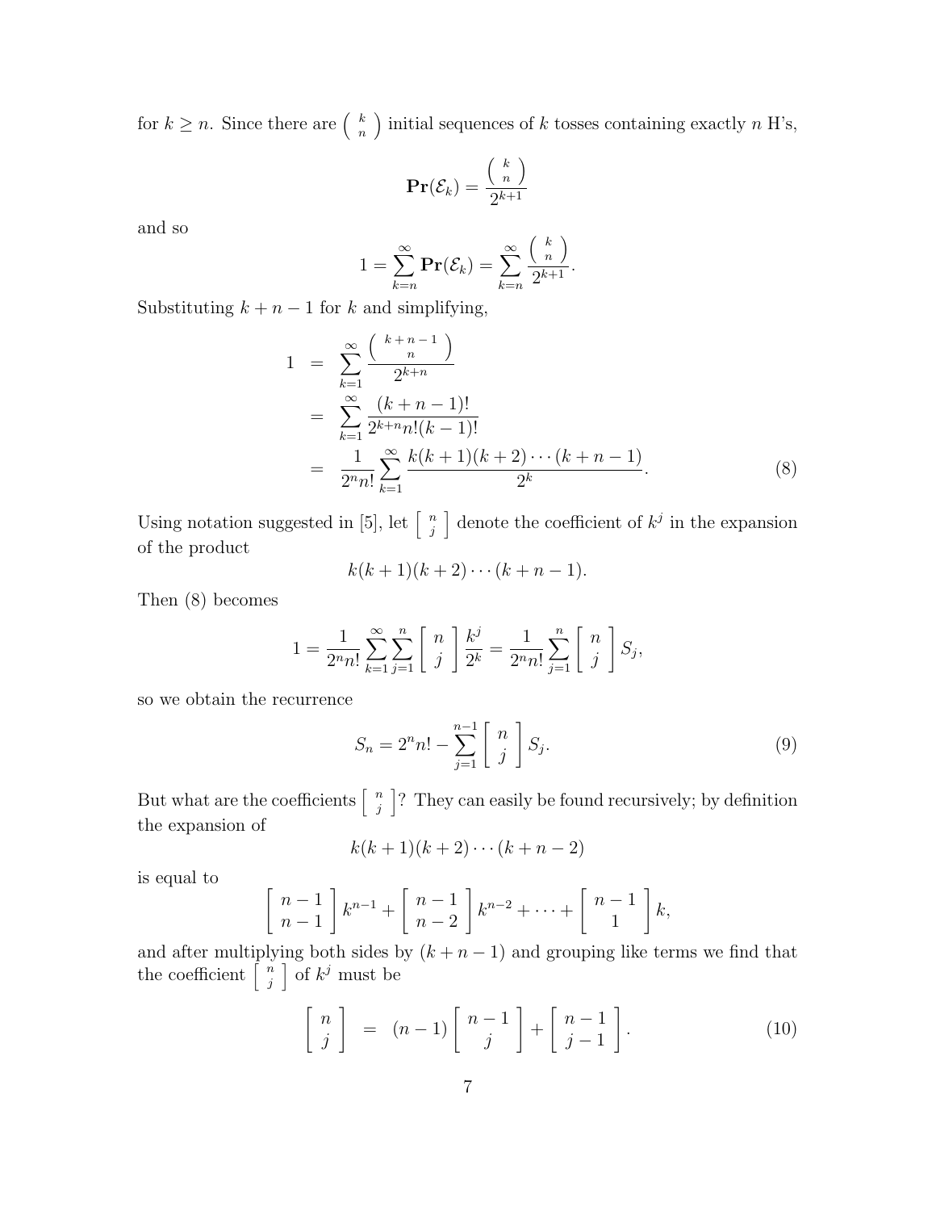for $k \geq n$. Since there are $\left( \begin{smallmatrix} k \\ n \end{smallmatrix} \right)$ initial sequences of $k$ tosses containing exactly $n$ H's,

$$\mathbf{Pr}(\mathcal{E}_k) = \frac{\left( \begin{smallmatrix} k \\ n \end{smallmatrix} \right)}{2^{k+1}}$$

and so

$$1 = \sum_{k=n}^{\infty} \mathbf{Pr}(\mathcal{E}_k) = \sum_{k=n}^{\infty} \frac{\left( \begin{smallmatrix} k \\ n \end{smallmatrix} \right)}{2^{k+1}}.$$

Substituting $k + n - 1$ for $k$ and simplifying,

$$\begin{aligned} 1 &= \sum_{k=1}^{\infty} \frac{\left( \begin{smallmatrix} k+n-1 \\ n \end{smallmatrix} \right)}{2^{k+n}} \\ &= \sum_{k=1}^{\infty} \frac{(k+n-1)!}{2^{k+n} n! (k-1)!} \\ &= \frac{1}{2^n n!} \sum_{k=1}^{\infty} \frac{k(k+1)(k+2)\cdots(k+n-1)}{2^k}. \end{aligned} \tag{8}$$

Using notation suggested in [5], let $\left[ \begin{smallmatrix} n \\ j \end{smallmatrix} \right]$ denote the coefficient of $k^j$ in the expansion of the product

$$k(k+1)(k+2)\cdots(k+n-1).$$

Then (8) becomes

$$1 = \frac{1}{2^n n!} \sum_{k=1}^{\infty} \sum_{j=1}^{n} \left[ \begin{matrix} n \\ j \end{matrix} \right] \frac{k^j}{2^k} = \frac{1}{2^n n!} \sum_{j=1}^{n} \left[ \begin{matrix} n \\ j \end{matrix} \right] S_j,$$

so we obtain the recurrence

$$S_n = 2^n n! - \sum_{j=1}^{n-1} \left[ \begin{matrix} n \\ j \end{matrix} \right] S_j. \tag{9}$$

But what are the coefficients $\left[ \begin{smallmatrix} n \\ j \end{smallmatrix} \right]$? They can easily be found recursively; by definition the expansion of

$$k(k+1)(k+2)\cdots(k+n-2)$$

is equal to

$$\left[ \begin{matrix} n-1 \\ n-1 \end{matrix} \right] k^{n-1} + \left[ \begin{matrix} n-1 \\ n-2 \end{matrix} \right] k^{n-2} + \cdots + \left[ \begin{matrix} n-1 \\ 1 \end{matrix} \right] k,$$

and after multiplying both sides by $(k + n - 1)$ and grouping like terms we find that the coefficient $\left[ \begin{smallmatrix} n \\ j \end{smallmatrix} \right]$ of $k^j$ must be

$$\left[ \begin{matrix} n \\ j \end{matrix} \right] = (n-1) \left[ \begin{matrix} n-1 \\ j \end{matrix} \right] + \left[ \begin{matrix} n-1 \\ j-1 \end{matrix} \right]. \tag{10}$$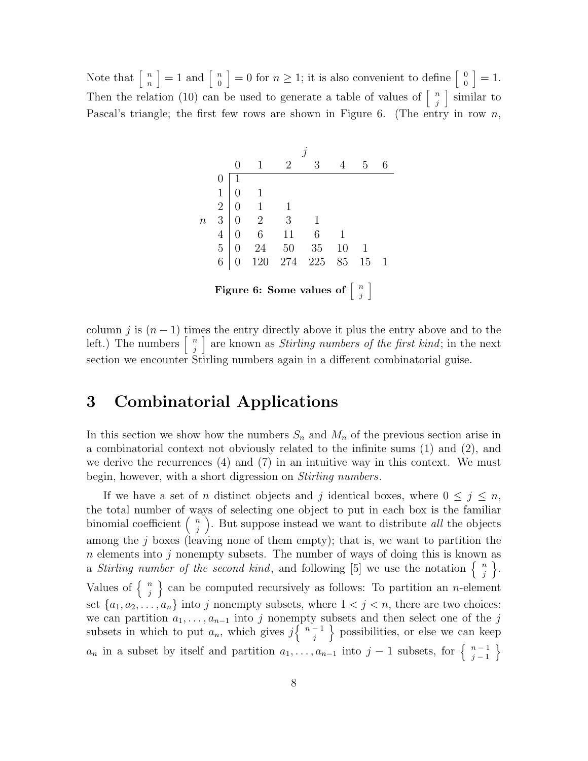Note that $\left[ {n \atop n} \right] = 1$ and $\left[ {n \atop 0} \right] = 0$ for $n \geq 1$; it is also convenient to define $\left[ {0 \atop 0} \right] = 1$. Then the relation (10) can be used to generate a table of values of $\left[ {n \atop j} \right]$ similar to Pascal's triangle; the first few rows are shown in Figure 6. (The entry in row $n$, column $j$ is $(n-1)$ times the entry directly above it plus the entry above and to the left.) The numbers $\left[ {n \atop j} \right]$ are known as *Stirling numbers of the first kind*; in the next section we encounter Stirling numbers again in a different combinatorial guise.

| $n \backslash j$ | 0 | 1 | 2 | 3 | 4 | 5 | 6 |
|---|---|---|---|---|---|---|---|
| 0 | 1 | | | | | | |
| 1 | 0 | 1 | | | | | |
| 2 | 0 | 1 | 1 | | | | |
| 3 | 0 | 2 | 3 | 1 | | | |
| 4 | 0 | 6 | 11 | 6 | 1 | | |
| 5 | 0 | 24 | 50 | 35 | 10 | 1 | |
| 6 | 0 | 120 | 274 | 225 | 85 | 15 | 1 |

**Figure 6: Some values of $\left[ {n \atop j} \right]$**

# 3 Combinatorial Applications

In this section we show how the numbers $S_n$ and $M_n$ of the previous section arise in a combinatorial context not obviously related to the infinite sums (1) and (2), and we derive the recurrences (4) and (7) in an intuitive way in this context. We must begin, however, with a short digression on *Stirling numbers*.

If we have a set of $n$ distinct objects and $j$ identical boxes, where $0 \leq j \leq n$, the total number of ways of selecting one object to put in each box is the familiar binomial coefficient $\left( {n \atop j} \right)$. But suppose instead we want to distribute *all* the objects among the $j$ boxes (leaving none of them empty); that is, we want to partition the $n$ elements into $j$ nonempty subsets. The number of ways of doing this is known as a *Stirling number of the second kind*, and following [5] we use the notation $\left\{ {n \atop j} \right\}$. Values of $\left\{ {n \atop j} \right\}$ can be computed recursively as follows: To partition an $n$-element set $\{a_1, a_2, \ldots, a_n\}$ into $j$ nonempty subsets, where $1 < j < n$, there are two choices: we can partition $a_1, \ldots, a_{n-1}$ into $j$ nonempty subsets and then select one of the $j$ subsets in which to put $a_n$, which gives $j\left\{ {n-1 \atop j} \right\}$ possibilities, or else we can keep $a_n$ in a subset by itself and partition $a_1, \ldots, a_{n-1}$ into $j-1$ subsets, for $\left\{ {n-1 \atop j-1} \right\}$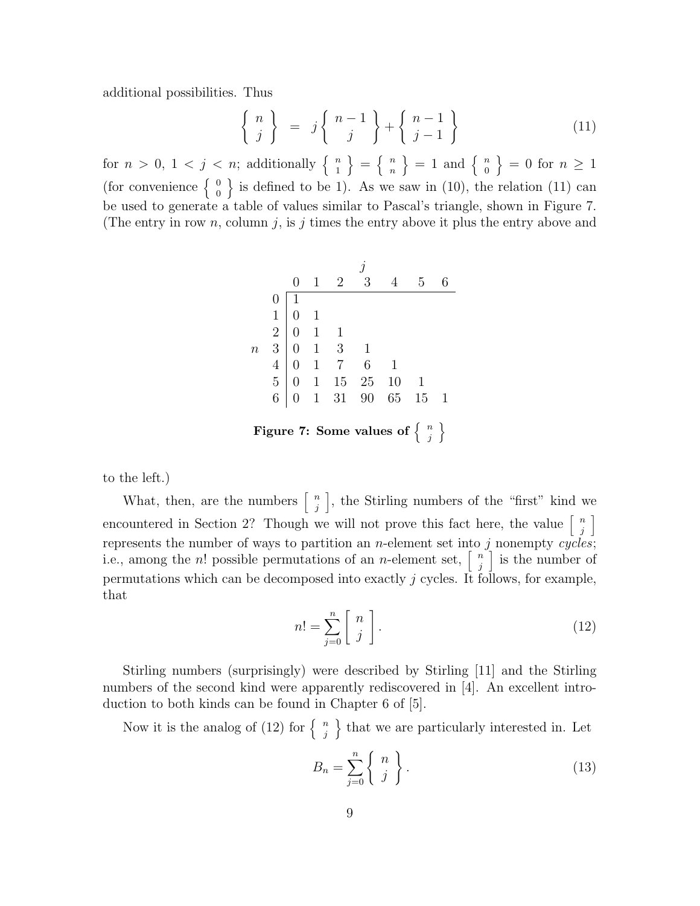additional possibilities. Thus

$$\left\{ \begin{array}{c} n \\ j \end{array} \right\} = j \left\{ \begin{array}{c} n-1 \\ j \end{array} \right\} + \left\{ \begin{array}{c} n-1 \\ j-1 \end{array} \right\} \tag{11}$$

for $n > 0$, $1 < j < n$; additionally $\left\{ \begin{smallmatrix} n \\ 1 \end{smallmatrix} \right\} = \left\{ \begin{smallmatrix} n \\ n \end{smallmatrix} \right\} = 1$ and $\left\{ \begin{smallmatrix} n \\ 0 \end{smallmatrix} \right\} = 0$ for $n \geq 1$ (for convenience $\left\{ \begin{smallmatrix} 0 \\ 0 \end{smallmatrix} \right\}$ is defined to be 1). As we saw in (10), the relation (11) can be used to generate a table of values similar to Pascal's triangle, shown in Figure 7. (The entry in row $n$, column $j$, is $j$ times the entry above it plus the entry above and to the left.)

| $n$ \ $j$ | 0 | 1 | 2 | 3 | 4 | 5 | 6 |
|---|---|---|---|---|---|---|---|
| 0 | 1 | | | | | | |
| 1 | 0 | 1 | | | | | |
| 2 | 0 | 1 | 1 | | | | |
| 3 | 0 | 1 | 3 | 1 | | | |
| 4 | 0 | 1 | 7 | 6 | 1 | | |
| 5 | 0 | 1 | 15 | 25 | 10 | 1 | |
| 6 | 0 | 1 | 31 | 90 | 65 | 15 | 1 |

**Figure 7: Some values of $\left\{ \begin{smallmatrix} n \\ j \end{smallmatrix} \right\}$**

What, then, are the numbers $\left[ \begin{smallmatrix} n \\ j \end{smallmatrix} \right]$, the Stirling numbers of the "first" kind we encountered in Section 2? Though we will not prove this fact here, the value $\left[ \begin{smallmatrix} n \\ j \end{smallmatrix} \right]$ represents the number of ways to partition an $n$-element set into $j$ nonempty *cycles*; i.e., among the $n!$ possible permutations of an $n$-element set, $\left[ \begin{smallmatrix} n \\ j \end{smallmatrix} \right]$ is the number of permutations which can be decomposed into exactly $j$ cycles. It follows, for example, that

$$n! = \sum_{j=0}^{n} \left[ \begin{array}{c} n \\ j \end{array} \right]. \tag{12}$$

Stirling numbers (surprisingly) were described by Stirling [11] and the Stirling numbers of the second kind were apparently rediscovered in [4]. An excellent introduction to both kinds can be found in Chapter 6 of [5].

Now it is the analog of (12) for $\left\{ \begin{smallmatrix} n \\ j \end{smallmatrix} \right\}$ that we are particularly interested in. Let

$$B_n = \sum_{j=0}^{n} \left\{ \begin{array}{c} n \\ j \end{array} \right\}. \tag{13}$$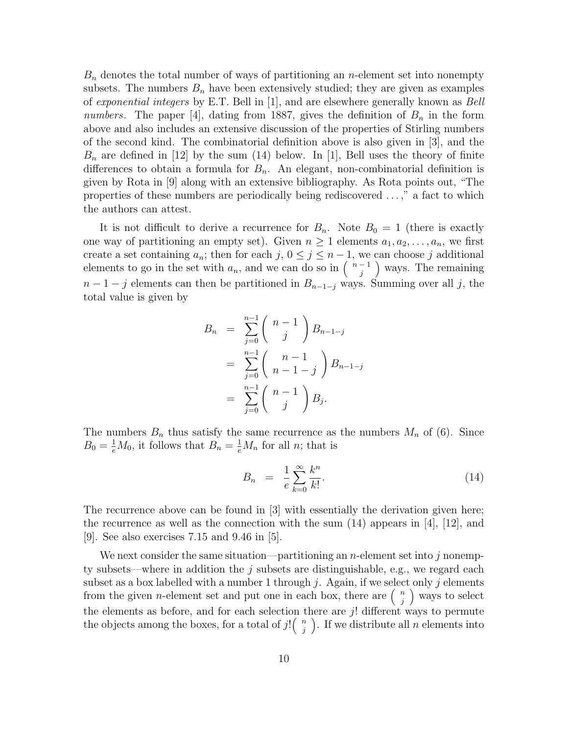$B_n$ denotes the total number of ways of partitioning an $n$-element set into nonempty subsets. The numbers $B_n$ have been extensively studied; they are given as examples of *exponential integers* by E.T. Bell in [1], and are elsewhere generally known as *Bell numbers*. The paper [4], dating from 1887, gives the definition of $B_n$ in the form above and also includes an extensive discussion of the properties of Stirling numbers of the second kind. The combinatorial definition above is also given in [3], and the $B_n$ are defined in [12] by the sum (14) below. In [1], Bell uses the theory of finite differences to obtain a formula for $B_n$. An elegant, non-combinatorial definition is given by Rota in [9] along with an extensive bibliography. As Rota points out, "The properties of these numbers are periodically being rediscovered . . . ," a fact to which the authors can attest.

It is not difficult to derive a recurrence for $B_n$. Note $B_0 = 1$ (there is exactly one way of partitioning an empty set). Given $n \geq 1$ elements $a_1, a_2, \ldots, a_n$, we first create a set containing $a_n$; then for each $j$, $0 \leq j \leq n-1$, we can choose $j$ additional elements to go in the set with $a_n$, and we can do so in $\binom{n-1}{j}$ ways. The remaining $n-1-j$ elements can then be partitioned in $B_{n-1-j}$ ways. Summing over all $j$, the total value is given by

$$
\begin{aligned}
B_n &= \sum_{j=0}^{n-1} \binom{n-1}{j} B_{n-1-j} \\
&= \sum_{j=0}^{n-1} \binom{n-1}{n-1-j} B_{n-1-j} \\
&= \sum_{j=0}^{n-1} \binom{n-1}{j} B_j.
\end{aligned}
$$

The numbers $B_n$ thus satisfy the same recurrence as the numbers $M_n$ of (6). Since $B_0 = \frac{1}{e}M_0$, it follows that $B_n = \frac{1}{e}M_n$ for all $n$; that is

$$
B_n = \frac{1}{e}\sum_{k=0}^{\infty}\frac{k^n}{k!}. \tag{14}
$$

The recurrence above can be found in [3] with essentially the derivation given here; the recurrence as well as the connection with the sum (14) appears in [4], [12], and [9]. See also exercises 7.15 and 9.46 in [5].

We next consider the same situation—partitioning an $n$-element set into $j$ nonempty subsets—where in addition the $j$ subsets are distinguishable, e.g., we regard each subset as a box labelled with a number 1 through $j$. Again, if we select only $j$ elements from the given $n$-element set and put one in each box, there are $\binom{n}{j}$ ways to select the elements as before, and for each selection there are $j!$ different ways to permute the objects among the boxes, for a total of $j!\binom{n}{j}$. If we distribute all $n$ elements into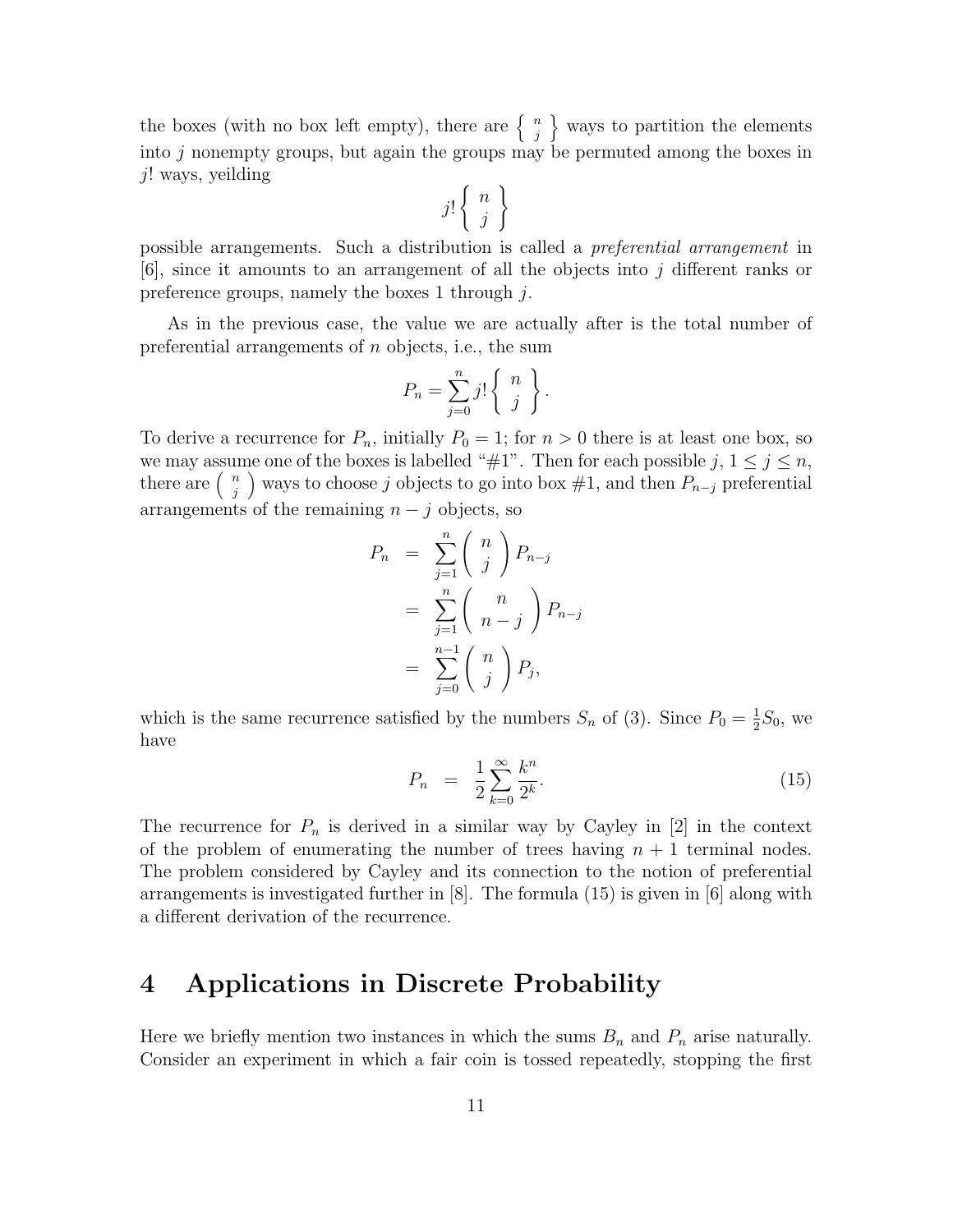the boxes (with no box left empty), there are $\left\{ {n \atop j} \right\}$ ways to partition the elements into $j$ nonempty groups, but again the groups may be permuted among the boxes in $j!$ ways, yeilding

$$j! \left\{ {n \atop j} \right\}$$

possible arrangements. Such a distribution is called a *preferential arrangement* in [6], since it amounts to an arrangement of all the objects into $j$ different ranks or preference groups, namely the boxes 1 through $j$.

As in the previous case, the value we are actually after is the total number of preferential arrangements of $n$ objects, i.e., the sum

$$P_n = \sum_{j=0}^{n} j! \left\{ {n \atop j} \right\}.$$

To derive a recurrence for $P_n$, initially $P_0 = 1$; for $n > 0$ there is at least one box, so we may assume one of the boxes is labelled "#1". Then for each possible $j$, $1 \leq j \leq n$, there are $\binom{n}{j}$ ways to choose $j$ objects to go into box #1, and then $P_{n-j}$ preferential arrangements of the remaining $n - j$ objects, so

$$\begin{aligned}
P_n &= \sum_{j=1}^{n} \binom{n}{j} P_{n-j} \\
&= \sum_{j=1}^{n} \binom{n}{n-j} P_{n-j} \\
&= \sum_{j=0}^{n-1} \binom{n}{j} P_j,
\end{aligned}$$

which is the same recurrence satisfied by the numbers $S_n$ of (3). Since $P_0 = \frac{1}{2} S_0$, we have

$$P_n = \frac{1}{2} \sum_{k=0}^{\infty} \frac{k^n}{2^k}. \tag{15}$$

The recurrence for $P_n$ is derived in a similar way by Cayley in [2] in the context of the problem of enumerating the number of trees having $n + 1$ terminal nodes. The problem considered by Cayley and its connection to the notion of preferential arrangements is investigated further in [8]. The formula (15) is given in [6] along with a different derivation of the recurrence.

## 4 Applications in Discrete Probability

Here we briefly mention two instances in which the sums $B_n$ and $P_n$ arise naturally. Consider an experiment in which a fair coin is tossed repeatedly, stopping the first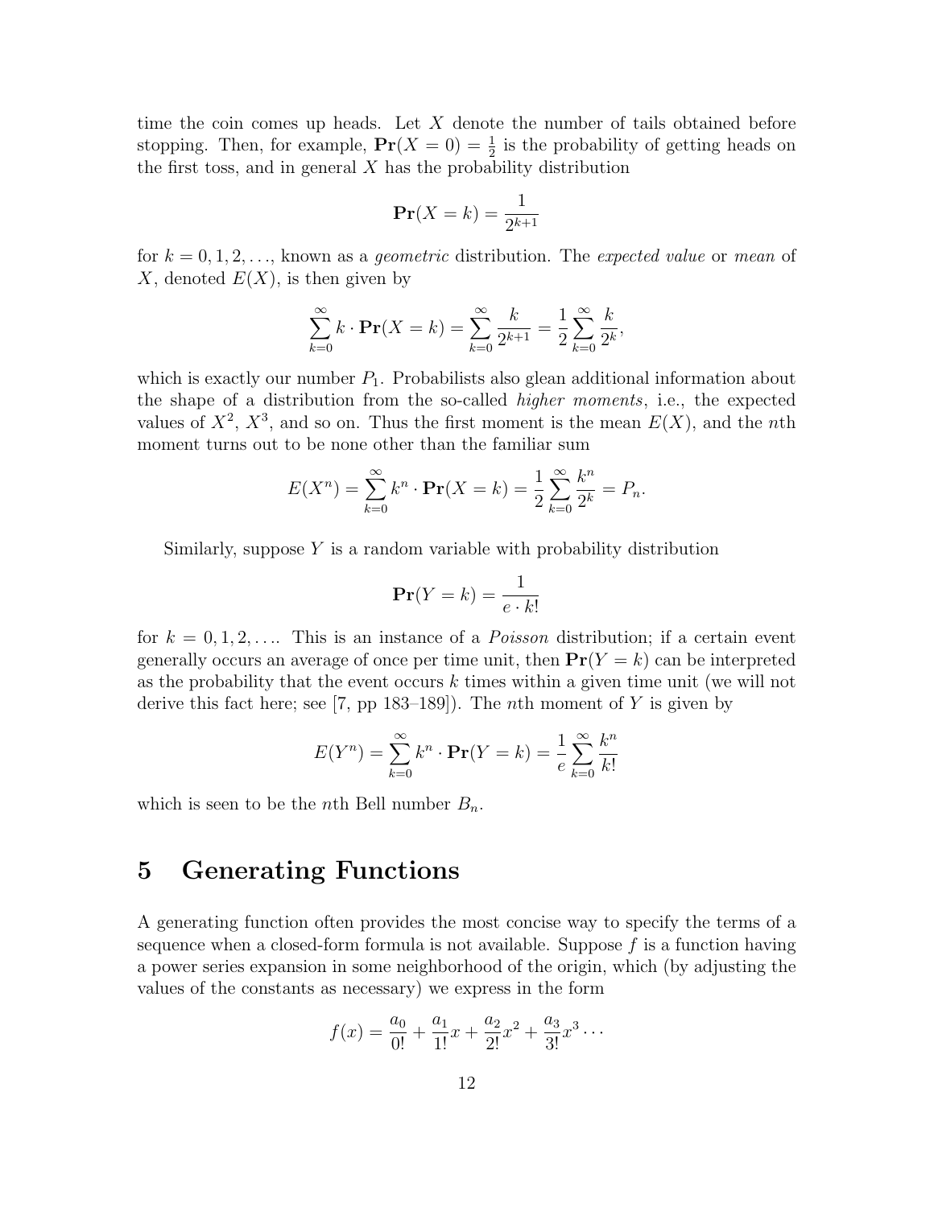time the coin comes up heads. Let $X$ denote the number of tails obtained before stopping. Then, for example, $\mathbf{Pr}(X = 0) = \frac{1}{2}$ is the probability of getting heads on the first toss, and in general $X$ has the probability distribution

$$\mathbf{Pr}(X = k) = \frac{1}{2^{k+1}}$$

for $k = 0, 1, 2, \ldots$, known as a *geometric* distribution. The *expected value* or *mean* of $X$, denoted $E(X)$, is then given by

$$\sum_{k=0}^{\infty} k \cdot \mathbf{Pr}(X = k) = \sum_{k=0}^{\infty} \frac{k}{2^{k+1}} = \frac{1}{2} \sum_{k=0}^{\infty} \frac{k}{2^k},$$

which is exactly our number $P_1$. Probabilists also glean additional information about the shape of a distribution from the so-called *higher moments*, i.e., the expected values of $X^2$, $X^3$, and so on. Thus the first moment is the mean $E(X)$, and the $n$th moment turns out to be none other than the familiar sum

$$E(X^n) = \sum_{k=0}^{\infty} k^n \cdot \mathbf{Pr}(X = k) = \frac{1}{2} \sum_{k=0}^{\infty} \frac{k^n}{2^k} = P_n.$$

Similarly, suppose $Y$ is a random variable with probability distribution

$$\mathbf{Pr}(Y = k) = \frac{1}{e \cdot k!}$$

for $k = 0, 1, 2, \ldots$. This is an instance of a *Poisson* distribution; if a certain event generally occurs an average of once per time unit, then $\mathbf{Pr}(Y = k)$ can be interpreted as the probability that the event occurs $k$ times within a given time unit (we will not derive this fact here; see [7, pp 183–189]). The $n$th moment of $Y$ is given by

$$E(Y^n) = \sum_{k=0}^{\infty} k^n \cdot \mathbf{Pr}(Y = k) = \frac{1}{e} \sum_{k=0}^{\infty} \frac{k^n}{k!}$$

which is seen to be the $n$th Bell number $B_n$.

# 5 Generating Functions

A generating function often provides the most concise way to specify the terms of a sequence when a closed-form formula is not available. Suppose $f$ is a function having a power series expansion in some neighborhood of the origin, which (by adjusting the values of the constants as necessary) we express in the form

$$f(x) = \frac{a_0}{0!} + \frac{a_1}{1!} x + \frac{a_2}{2!} x^2 + \frac{a_3}{3!} x^3 \cdots$$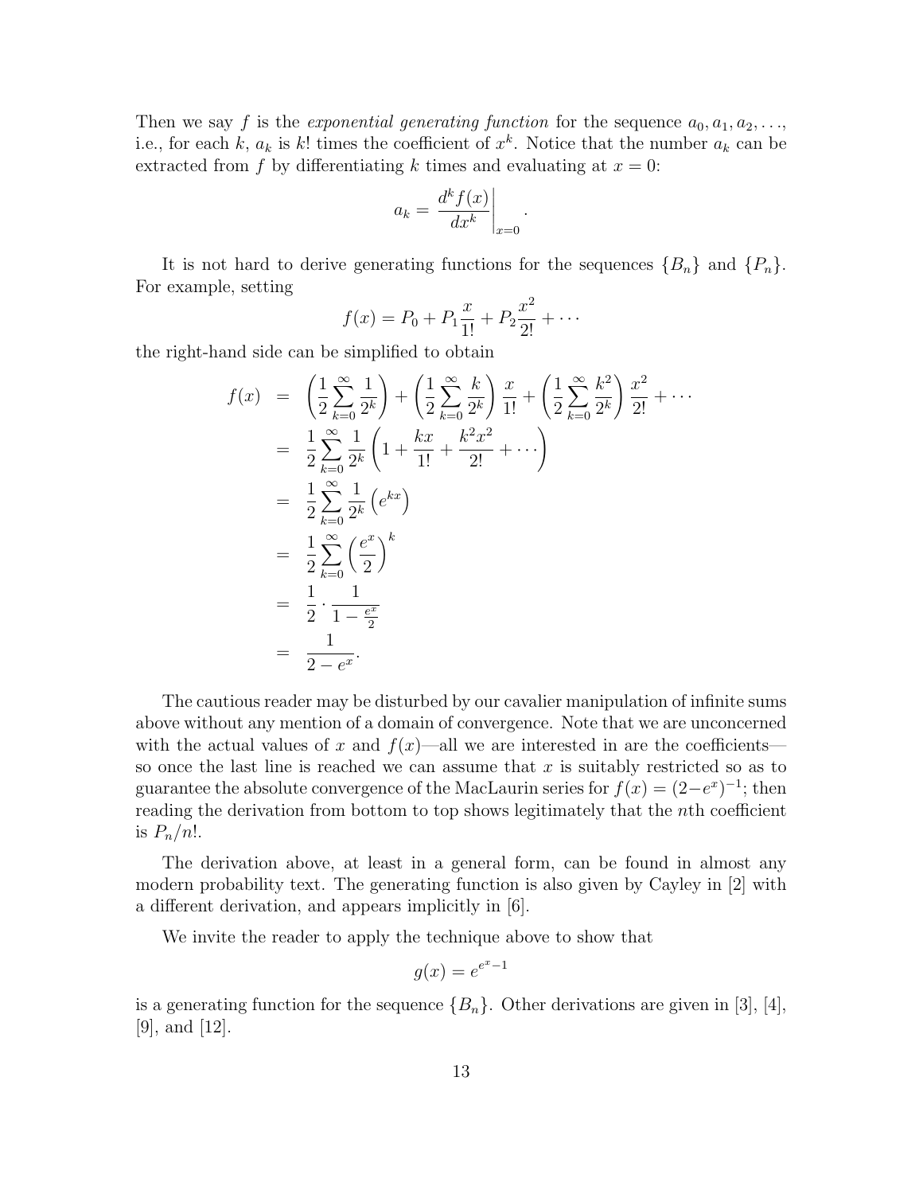Then we say $f$ is the *exponential generating function* for the sequence $a_0, a_1, a_2, \ldots$, i.e., for each $k$, $a_k$ is $k!$ times the coefficient of $x^k$. Notice that the number $a_k$ can be extracted from $f$ by differentiating $k$ times and evaluating at $x = 0$:

$$a_k = \left. \frac{d^k f(x)}{dx^k} \right|_{x=0}.$$

It is not hard to derive generating functions for the sequences $\{B_n\}$ and $\{P_n\}$. For example, setting

$$f(x) = P_0 + P_1 \frac{x}{1!} + P_2 \frac{x^2}{2!} + \cdots$$

the right-hand side can be simplified to obtain

$$\begin{aligned}
f(x) &= \left( \frac{1}{2} \sum_{k=0}^{\infty} \frac{1}{2^k} \right) + \left( \frac{1}{2} \sum_{k=0}^{\infty} \frac{k}{2^k} \right) \frac{x}{1!} + \left( \frac{1}{2} \sum_{k=0}^{\infty} \frac{k^2}{2^k} \right) \frac{x^2}{2!} + \cdots \\
&= \frac{1}{2} \sum_{k=0}^{\infty} \frac{1}{2^k} \left( 1 + \frac{kx}{1!} + \frac{k^2 x^2}{2!} + \cdots \right) \\
&= \frac{1}{2} \sum_{k=0}^{\infty} \frac{1}{2^k} \left( e^{kx} \right) \\
&= \frac{1}{2} \sum_{k=0}^{\infty} \left( \frac{e^x}{2} \right)^k \\
&= \frac{1}{2} \cdot \frac{1}{1 - \frac{e^x}{2}} \\
&= \frac{1}{2 - e^x}.
\end{aligned}$$

The cautious reader may be disturbed by our cavalier manipulation of infinite sums above without any mention of a domain of convergence. Note that we are unconcerned with the actual values of $x$ and $f(x)$—all we are interested in are the coefficients—so once the last line is reached we can assume that $x$ is suitably restricted so as to guarantee the absolute convergence of the MacLaurin series for $f(x) = (2 - e^x)^{-1}$; then reading the derivation from bottom to top shows legitimately that the $n$th coefficient is $P_n/n!$.

The derivation above, at least in a general form, can be found in almost any modern probability text. The generating function is also given by Cayley in [2] with a different derivation, and appears implicitly in [6].

We invite the reader to apply the technique above to show that

$$g(x) = e^{e^x - 1}$$

is a generating function for the sequence $\{B_n\}$. Other derivations are given in [3], [4], [9], and [12].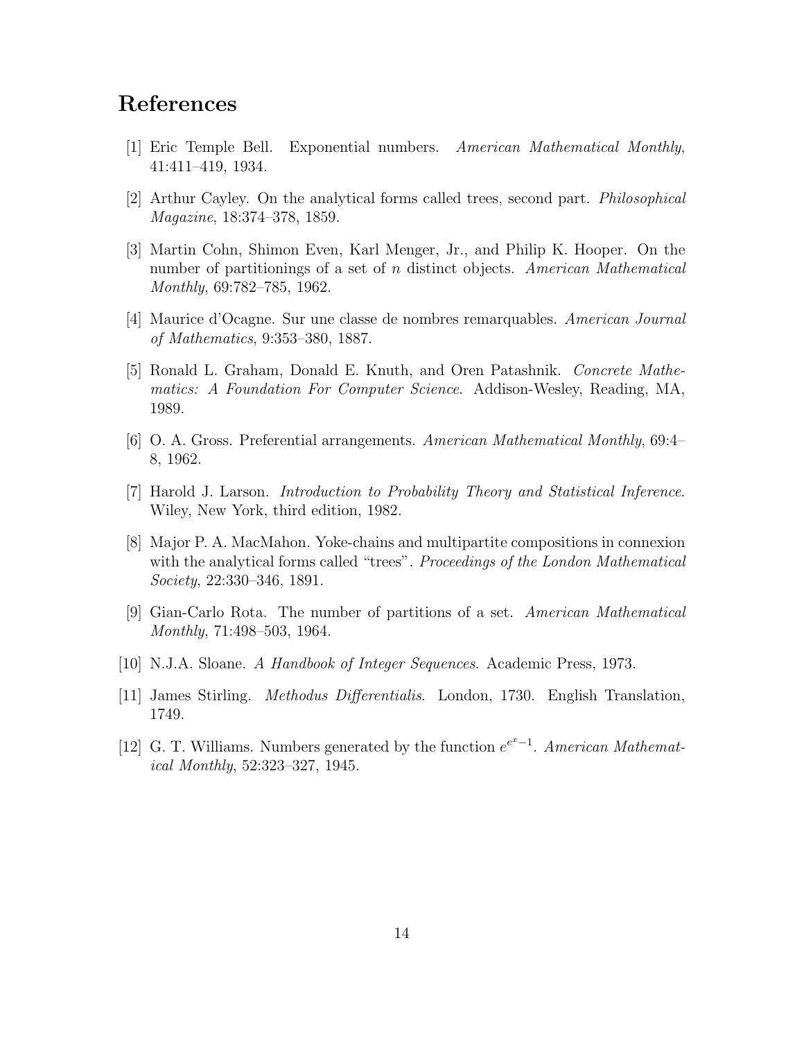# References

[1] Eric Temple Bell. Exponential numbers. *American Mathematical Monthly*, 41:411–419, 1934.

[2] Arthur Cayley. On the analytical forms called trees, second part. *Philosophical Magazine*, 18:374–378, 1859.

[3] Martin Cohn, Shimon Even, Karl Menger, Jr., and Philip K. Hooper. On the number of partitionings of a set of $n$ distinct objects. *American Mathematical Monthly*, 69:782–785, 1962.

[4] Maurice d'Ocagne. Sur une classe de nombres remarquables. *American Journal of Mathematics*, 9:353–380, 1887.

[5] Ronald L. Graham, Donald E. Knuth, and Oren Patashnik. *Concrete Mathematics: A Foundation For Computer Science*. Addison-Wesley, Reading, MA, 1989.

[6] O. A. Gross. Preferential arrangements. *American Mathematical Monthly*, 69:4–8, 1962.

[7] Harold J. Larson. *Introduction to Probability Theory and Statistical Inference*. Wiley, New York, third edition, 1982.

[8] Major P. A. MacMahon. Yoke-chains and multipartite compositions in connexion with the analytical forms called "trees". *Proceedings of the London Mathematical Society*, 22:330–346, 1891.

[9] Gian-Carlo Rota. The number of partitions of a set. *American Mathematical Monthly*, 71:498–503, 1964.

[10] N.J.A. Sloane. *A Handbook of Integer Sequences*. Academic Press, 1973.

[11] James Stirling. *Methodus Differentialis*. London, 1730. English Translation, 1749.

[12] G. T. Williams. Numbers generated by the function $e^{e^x-1}$. *American Mathematical Monthly*, 52:323–327, 1945.